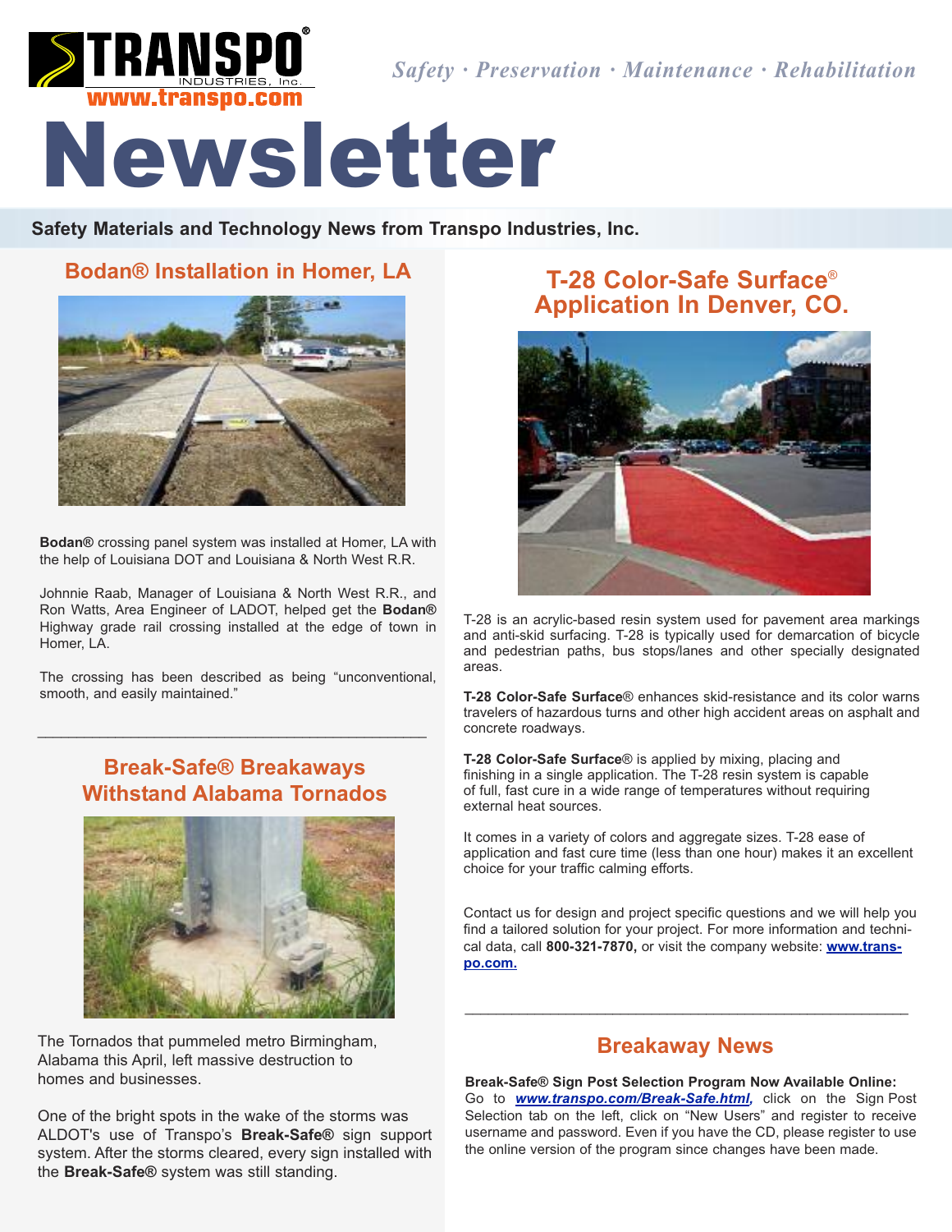# TRANSPO® INDUSTRIES, Inc.

www.transpo.com

*Safety · Preservation · Maintenance · Rehabilitation*

# Newsletter

**Safety Materials and Technology News from Transpo Industries, Inc.**

## Bodan® Installation in Homer, LA

**Bodan®** crossing panel system was installed at Homer, LA with the help of Louisiana DOT and Louisiana & North West R.R.

Johnnie Raab, Manager of Louisiana & North West R.R., and Ron Watts, Area Engineer of LADOT, helped get the **Bodan®** Highway grade rail crossing installed at the edge of town in Homer, LA.

The crossing has been described as being "unconventional, smooth, and easily maintained."

## Break-Safe® Breakaways Withstand Alabama Tornados

The Tornados that pummeled metro Birmingham, Alabama this April, left massive destruction to homes and businesses.

One of the bright spots in the wake of the storms was ALDOT's use of Transpo's **Break-Safe®** sign support system. After the storms cleared, every sign installed with the **Break-Safe®** system was still standing.

## T-28 Color-Safe Surface® Application In Denver, CO.

T-28 is an acrylic-based resin system used for pavement area markings and anti-skid surfacing. T-28 is typically used for demarcation of bicycle and pedestrian paths, bus stops/lanes and other specially designated areas.

**T-28 Color-Safe Surface®** enhances skid-resistance and its color warns travelers of hazardous turns and other high accident areas on asphalt and concrete roadways.

**T-28 Color-Safe Surface®** is applied by mixing, placing and finishing in a single application. The T-28 resin system is capable of full, fast cure in a wide range of temperatures without requiring external heat sources.

It comes in a variety of colors and aggregate sizes. T-28 ease of application and fast cure time (less than one hour) makes it an excellent choice for your traffic calming efforts.

Contact us for design and project specific questions and we will help you find a tailored solution for your project. For more information and technical data, call **800-321-7870,** or visit the company website: **www.transpo.com.**

## Breakaway News

**Break-Safe® Sign Post Selection Program Now Available Online:** Go to ***www.transpo.com/Break-Safe.html,*** click on the Sign Post Selection tab on the left, click on "New Users" and register to receive username and password. Even if you have the CD, please register to use the online version of the program since changes have been made.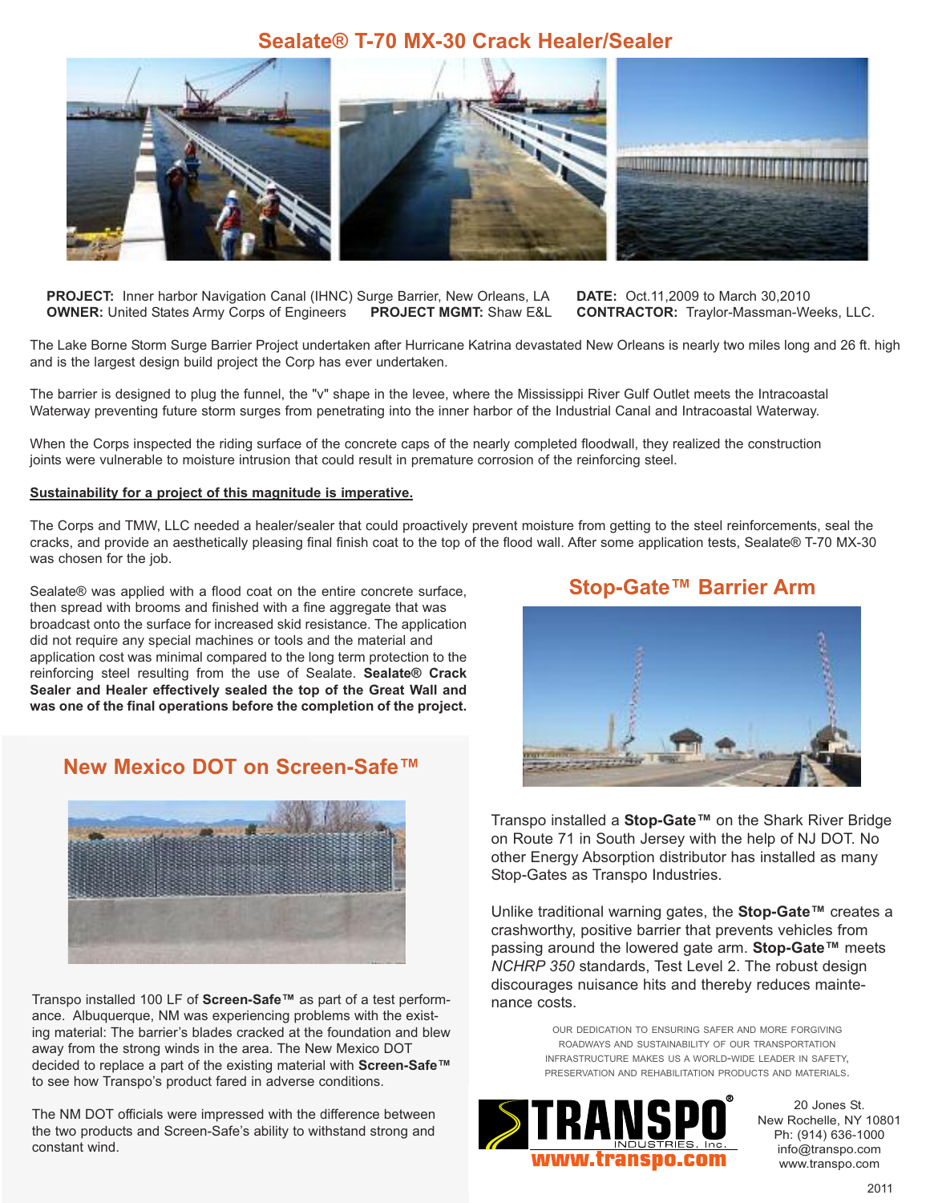# Sealate® T-70 MX-30 Crack Healer/Sealer

**PROJECT:** Inner harbor Navigation Canal (IHNC) Surge Barrier, New Orleans, LA  
**DATE:** Oct.11,2009 to March 30,2010  
**OWNER:** United States Army Corps of Engineers  
**PROJECT MGMT:** Shaw E&L  
**CONTRACTOR:** Traylor-Massman-Weeks, LLC.

The Lake Borne Storm Surge Barrier Project undertaken after Hurricane Katrina devastated New Orleans is nearly two miles long and 26 ft. high and is the largest design build project the Corp has ever undertaken.

The barrier is designed to plug the funnel, the "v" shape in the levee, where the Mississippi River Gulf Outlet meets the Intracoastal Waterway preventing future storm surges from penetrating into the inner harbor of the Industrial Canal and Intracoastal Waterway.

When the Corps inspected the riding surface of the concrete caps of the nearly completed floodwall, they realized the construction joints were vulnerable to moisture intrusion that could result in premature corrosion of the reinforcing steel.

**Sustainability for a project of this magnitude is imperative.**

The Corps and TMW, LLC needed a healer/sealer that could proactively prevent moisture from getting to the steel reinforcements, seal the cracks, and provide an aesthetically pleasing final finish coat to the top of the flood wall. After some application tests, Sealate® T-70 MX-30 was chosen for the job.

Sealate® was applied with a flood coat on the entire concrete surface, then spread with brooms and finished with a fine aggregate that was broadcast onto the surface for increased skid resistance. The application did not require any special machines or tools and the material and application cost was minimal compared to the long term protection to the reinforcing steel resulting from the use of Sealate. **Sealate® Crack Sealer and Healer effectively sealed the top of the Great Wall and was one of the final operations before the completion of the project.**

## New Mexico DOT on Screen-Safe™

Transpo installed 100 LF of **Screen-Safe™** as part of a test performance. Albuquerque, NM was experiencing problems with the existing material: The barrier's blades cracked at the foundation and blew away from the strong winds in the area. The New Mexico DOT decided to replace a part of the existing material with **Screen-Safe™** to see how Transpo's product fared in adverse conditions.

The NM DOT officials were impressed with the difference between the two products and Screen-Safe's ability to withstand strong and constant wind.

## Stop-Gate™ Barrier Arm

Transpo installed a **Stop-Gate™** on the Shark River Bridge on Route 71 in South Jersey with the help of NJ DOT. No other Energy Absorption distributor has installed as many Stop-Gates as Transpo Industries.

Unlike traditional warning gates, the **Stop-Gate™** creates a crashworthy, positive barrier that prevents vehicles from passing around the lowered gate arm. **Stop-Gate™** meets *NCHRP 350* standards, Test Level 2. The robust design discourages nuisance hits and thereby reduces maintenance costs.

OUR DEDICATION TO ENSURING SAFER AND MORE FORGIVING ROADWAYS AND SUSTAINABILITY OF OUR TRANSPORTATION INFRASTRUCTURE MAKES US A WORLD-WIDE LEADER IN SAFETY, PRESERVATION AND REHABILITATION PRODUCTS AND MATERIALS.

TRANSPO® INDUSTRIES, Inc.  
www.transpo.com

20 Jones St.  
New Rochelle, NY 10801  
Ph: (914) 636-1000  
info@transpo.com  
www.transpo.com

2011